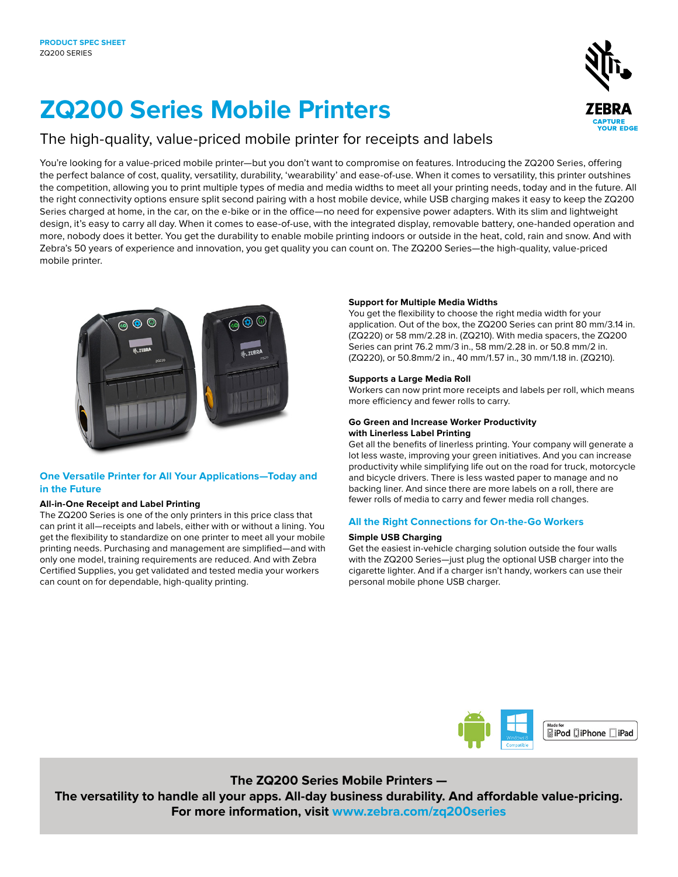PRODUCT SPEC SHEET
ZQ200 SERIES

# ZQ200 Series Mobile Printers

## The high-quality, value-priced mobile printer for receipts and labels

You're looking for a value-priced mobile printer—but you don't want to compromise on features. Introducing the ZQ200 Series, offering the perfect balance of cost, quality, versatility, durability, 'wearability' and ease-of-use. When it comes to versatility, this printer outshines the competition, allowing you to print multiple types of media and media widths to meet all your printing needs, today and in the future. All the right connectivity options ensure split second pairing with a host mobile device, while USB charging makes it easy to keep the ZQ200 Series charged at home, in the car, on the e-bike or in the office—no need for expensive power adapters. With its slim and lightweight design, it's easy to carry all day. When it comes to ease-of-use, with the integrated display, removable battery, one-handed operation and more, nobody does it better. You get the durability to enable mobile printing indoors or outside in the heat, cold, rain and snow. And with Zebra's 50 years of experience and innovation, you get quality you can count on. The ZQ200 Series—the high-quality, value-priced mobile printer.

## One Versatile Printer for All Your Applications—Today and in the Future

### All-in-One Receipt and Label Printing

The ZQ200 Series is one of the only printers in this price class that can print it all—receipts and labels, either with or without a lining. You get the flexibility to standardize on one printer to meet all your mobile printing needs. Purchasing and management are simplified—and with only one model, training requirements are reduced. And with Zebra Certified Supplies, you get validated and tested media your workers can count on for dependable, high-quality printing.

### Support for Multiple Media Widths

You get the flexibility to choose the right media width for your application. Out of the box, the ZQ200 Series can print 80 mm/3.14 in. (ZQ220) or 58 mm/2.28 in. (ZQ210). With media spacers, the ZQ200 Series can print 76.2 mm/3 in., 58 mm/2.28 in. or 50.8 mm/2 in. (ZQ220), or 50.8mm/2 in., 40 mm/1.57 in., 30 mm/1.18 in. (ZQ210).

### Supports a Large Media Roll

Workers can now print more receipts and labels per roll, which means more efficiency and fewer rolls to carry.

### Go Green and Increase Worker Productivity with Linerless Label Printing

Get all the benefits of linerless printing. Your company will generate a lot less waste, improving your green initiatives. And you can increase productivity while simplifying life out on the road for truck, motorcycle and bicycle drivers. There is less wasted paper to manage and no backing liner. And since there are more labels on a roll, there are fewer rolls of media to carry and fewer media roll changes.

## All the Right Connections for On-the-Go Workers

### Simple USB Charging

Get the easiest in-vehicle charging solution outside the four walls with the ZQ200 Series—just plug the optional USB charger into the cigarette lighter. And if a charger isn't handy, workers can use their personal mobile phone USB charger.

Windows 8 Compatible | Made for iPod iPhone iPad

**The ZQ200 Series Mobile Printers —**
**The versatility to handle all your apps. All-day business durability. And affordable value-pricing.**
**For more information, visit www.zebra.com/zq200series**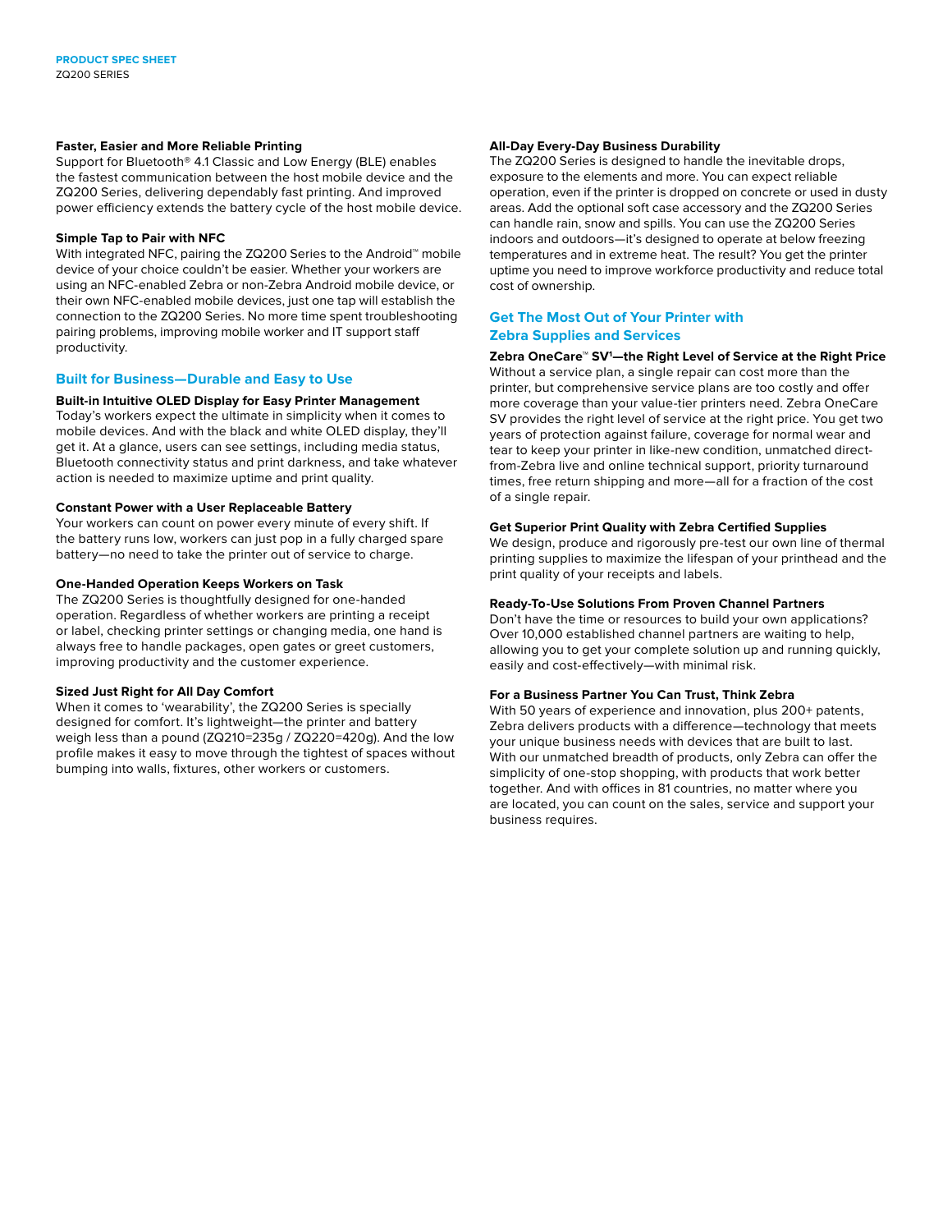### Faster, Easier and More Reliable Printing

Support for Bluetooth® 4.1 Classic and Low Energy (BLE) enables the fastest communication between the host mobile device and the ZQ200 Series, delivering dependably fast printing. And improved power efficiency extends the battery cycle of the host mobile device.

### Simple Tap to Pair with NFC

With integrated NFC, pairing the ZQ200 Series to the Android™ mobile device of your choice couldn't be easier. Whether your workers are using an NFC-enabled Zebra or non-Zebra Android mobile device, or their own NFC-enabled mobile devices, just one tap will establish the connection to the ZQ200 Series. No more time spent troubleshooting pairing problems, improving mobile worker and IT support staff productivity.

## Built for Business—Durable and Easy to Use

### Built-in Intuitive OLED Display for Easy Printer Management

Today's workers expect the ultimate in simplicity when it comes to mobile devices. And with the black and white OLED display, they'll get it. At a glance, users can see settings, including media status, Bluetooth connectivity status and print darkness, and take whatever action is needed to maximize uptime and print quality.

### Constant Power with a User Replaceable Battery

Your workers can count on power every minute of every shift. If the battery runs low, workers can just pop in a fully charged spare battery—no need to take the printer out of service to charge.

### One-Handed Operation Keeps Workers on Task

The ZQ200 Series is thoughtfully designed for one-handed operation. Regardless of whether workers are printing a receipt or label, checking printer settings or changing media, one hand is always free to handle packages, open gates or greet customers, improving productivity and the customer experience.

### Sized Just Right for All Day Comfort

When it comes to 'wearability', the ZQ200 Series is specially designed for comfort. It's lightweight—the printer and battery weigh less than a pound (ZQ210=235g / ZQ220=420g). And the low profile makes it easy to move through the tightest of spaces without bumping into walls, fixtures, other workers or customers.

### All-Day Every-Day Business Durability

The ZQ200 Series is designed to handle the inevitable drops, exposure to the elements and more. You can expect reliable operation, even if the printer is dropped on concrete or used in dusty areas. Add the optional soft case accessory and the ZQ200 Series can handle rain, snow and spills. You can use the ZQ200 Series indoors and outdoors—it's designed to operate at below freezing temperatures and in extreme heat. The result? You get the printer uptime you need to improve workforce productivity and reduce total cost of ownership.

## Get The Most Out of Your Printer with Zebra Supplies and Services

### Zebra OneCare™ SV[1]—the Right Level of Service at the Right Price

Without a service plan, a single repair can cost more than the printer, but comprehensive service plans are too costly and offer more coverage than your value-tier printers need. Zebra OneCare SV provides the right level of service at the right price. You get two years of protection against failure, coverage for normal wear and tear to keep your printer in like-new condition, unmatched direct-from-Zebra live and online technical support, priority turnaround times, free return shipping and more—all for a fraction of the cost of a single repair.

### Get Superior Print Quality with Zebra Certified Supplies

We design, produce and rigorously pre-test our own line of thermal printing supplies to maximize the lifespan of your printhead and the print quality of your receipts and labels.

### Ready-To-Use Solutions From Proven Channel Partners

Don't have the time or resources to build your own applications? Over 10,000 established channel partners are waiting to help, allowing you to get your complete solution up and running quickly, easily and cost-effectively—with minimal risk.

### For a Business Partner You Can Trust, Think Zebra

With 50 years of experience and innovation, plus 200+ patents, Zebra delivers products with a difference—technology that meets your unique business needs with devices that are built to last. With our unmatched breadth of products, only Zebra can offer the simplicity of one-stop shopping, with products that work better together. And with offices in 81 countries, no matter where you are located, you can count on the sales, service and support your business requires.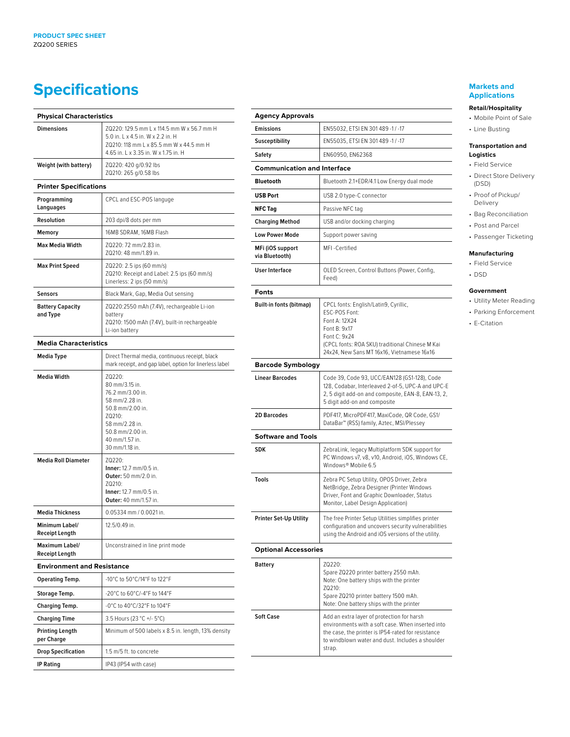## Specifications

| Physical Characteristics | |
|---|---|
| **Dimensions** | ZQ220: 129.5 mm L x 114.5 mm W x 56.7 mm H<br>5.0 in. L x 4.5 in. W x 2.2 in. H<br>ZQ210: 118 mm L x 85.5 mm W x 44.5 mm H<br>4.65 in. L x 3.35 in. W x 1.75 in. H |
| **Weight (with battery)** | ZQ220: 420 g/0.92 lbs<br>ZQ210: 265 g/0.58 lbs |

| Printer Specifications | |
|---|---|
| **Programming Languages** | CPCL and ESC-POS languge |
| **Resolution** | 203 dpi/8 dots per mm |
| **Memory** | 16MB SDRAM, 16MB Flash |
| **Max Media Width** | ZQ220: 72 mm/2.83 in.<br>ZQ210: 48 mm/1.89 in. |
| **Max Print Speed** | ZQ220: 2.5 ips (60 mm/s)<br>ZQ210: Receipt and Label: 2.5 ips (60 mm/s)<br>Linerless: 2 ips (50 mm/s) |
| **Sensors** | Black Mark, Gap, Media Out sensing |
| **Battery Capacity and Type** | ZQ220:2550 mAh (7.4V), rechargeable Li-ion battery<br>ZQ210: 1500 mAh (7.4V), built-in rechargeable Li-ion battery |

| Media Characteristics | |
|---|---|
| **Media Type** | Direct Thermal media, continuous receipt, black mark receipt, and gap label, option for linerless label |
| **Media Width** | ZQ220:<br>80 mm/3.15 in.<br>76.2 mm/3.00 in.<br>58 mm/2.28 in.<br>50.8 mm/2.00 in.<br>ZQ210:<br>58 mm/2.28 in.<br>50.8 mm/2.00 in.<br>40 mm/1.57 in.<br>30 mm/1.18 in. |
| **Media Roll Diameter** | ZQ220:<br>**Inner:** 12.7 mm/0.5 in.<br>**Outer:** 50 mm/2.0 in.<br>ZQ210:<br>**Inner:** 12.7 mm/0.5 in.<br>**Outer:** 40 mm/1.57 in. |
| **Media Thickness** | 0.05334 mm / 0.0021 in. |
| **Minimum Label/ Receipt Length** | 12.5/0.49 in. |
| **Maximum Label/ Receipt Length** | Unconstrained in line print mode |

| Environment and Resistance | |
|---|---|
| **Operating Temp.** | -10°C to 50°C/14°F to 122°F |
| **Storage Temp.** | -20°C to 60°C/-4°F to 144°F |
| **Charging Temp.** | -0°C to 40°C/32°F to 104°F |
| **Charging Time** | 3.5 Hours (23 °C +/- 5°C) |
| **Printing Length per Charge** | Minimum of 500 labels x 8.5 in. length, 13% density |
| **Drop Specification** | 1.5 m/5 ft. to concrete |
| **IP Rating** | IP43 (IP54 with case) |

| Agency Approvals | |
|---|---|
| **Emissions** | EN55032, ETSI EN 301 489 -1 / -17 |
| **Susceptibility** | EN55035, ETSI EN 301 489 -1 / -17 |
| **Safety** | EN60950, EN62368 |

| Communication and Interface | |
|---|---|
| **Bluetooth** | Bluetooth 2.1+EDR/4.1 Low Energy dual mode |
| **USB Port** | USB 2.0 type-C connector |
| **NFC Tag** | Passive NFC tag |
| **Charging Method** | USB and/or docking charging |
| **Low Power Mode** | Support power saving |
| **MFi (iOS support via Bluetooth)** | MFI -Certified |
| **User Interface** | OLED Screen, Control Buttons (Power, Config, Feed) |

| Fonts | |
|---|---|
| **Built-in fonts (bitmap)** | CPCL fonts: English/Latin9, Cyrillic,<br>ESC-POS Font:<br>Font A: 12X24<br>Font B: 9x17<br>Font C: 9x24<br>(CPCL fonts: ROA SKU) traditional Chinese M Kai 24x24, New Sans MT 16x16, Vietnamese 16x16 |

| Barcode Symbology | |
|---|---|
| **Linear Barcodes** | Code 39, Code 93, UCC/EAN128 (GS1-128), Code 128, Codabar, Interleaved 2-of-5, UPC-A and UPC-E 2, 5 digit add-on and composite, EAN-8, EAN-13, 2, 5 digit add-on and composite |
| **2D Barcodes** | PDF417, MicroPDF417, MaxiCode, QR Code, GS1/ DataBar™ (RSS) family, Aztec, MSI/Plessey |

| Software and Tools | |
|---|---|
| **SDK** | ZebraLink, legacy Multiplatform SDK support for PC Windows v7, v8, v10, Android, iOS, Windows CE, Windows® Mobile 6.5 |
| **Tools** | Zebra PC Setup Utility, OPOS Driver, Zebra NetBridge, Zebra Designer (Printer Windows Driver, Font and Graphic Downloader, Status Monitor, Label Design Application) |
| **Printer Set-Up Utility** | The free Printer Setup Utilities simplifies printer configuration and uncovers security vulnerabilities using the Android and iOS versions of the utility. |

| Optional Accessories | |
|---|---|
| **Battery** | ZQ220:<br>Spare ZQ220 printer battery 2550 mAh.<br>Note: One battery ships with the printer<br>ZQ210:<br>Spare ZQ210 printer battery 1500 mAh.<br>Note: One battery ships with the printer |
| **Soft Case** | Add an extra layer of protection for harsh environments with a soft case. When inserted into the case, the printer is IP54-rated for resistance to windblown water and dust. Includes a shoulder strap. |

## Markets and Applications

**Retail/Hospitality**
- Mobile Point of Sale
- Line Busting

**Transportation and Logistics**
- Field Service
- Direct Store Delivery (DSD)
- Proof of Pickup/ Delivery
- Bag Reconciliation
- Post and Parcel
- Passenger Ticketing

**Manufacturing**
- Field Service
- DSD

**Government**
- Utility Meter Reading
- Parking Enforcement
- E-Citation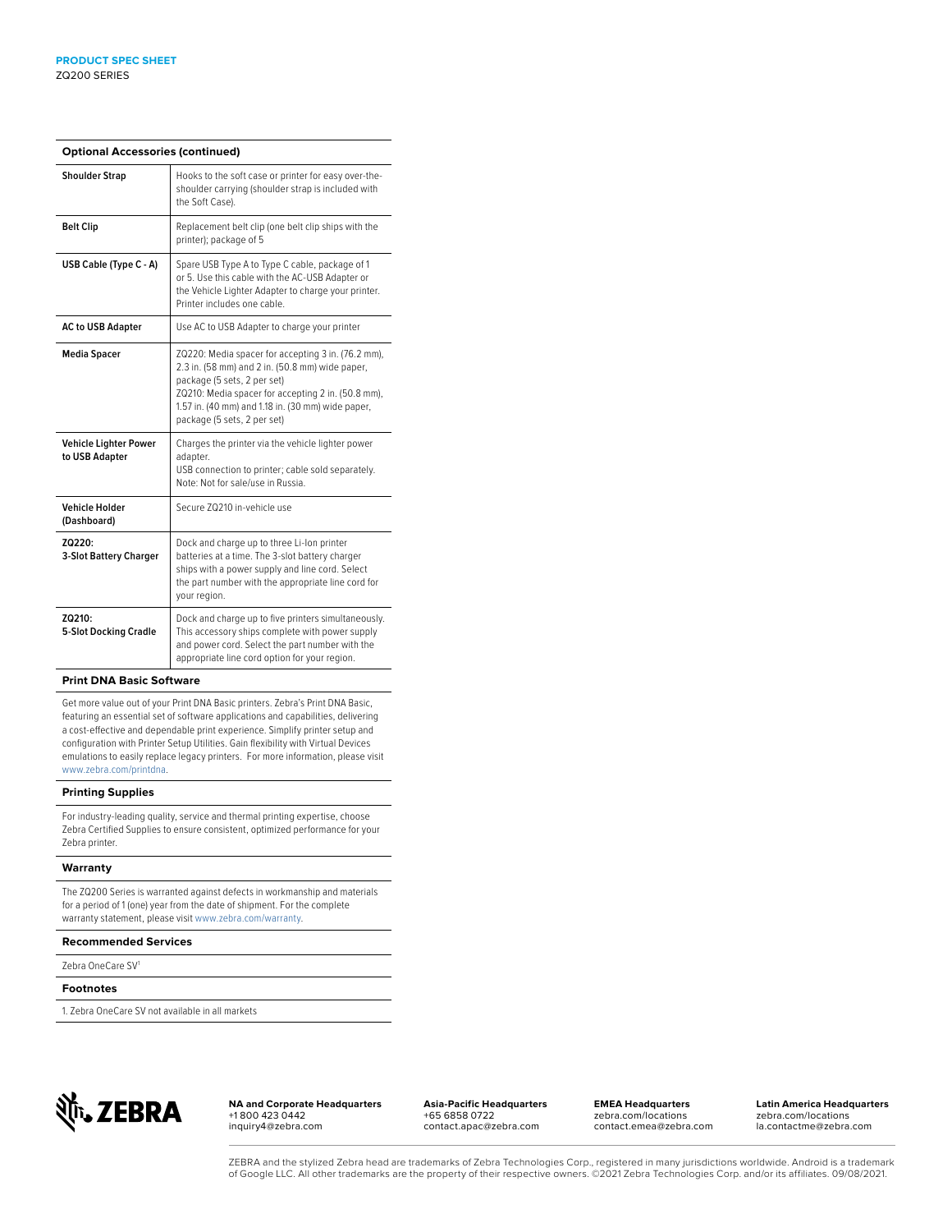| Optional Accessories (continued) | |
|---|---|
| **Shoulder Strap** | Hooks to the soft case or printer for easy over-the-shoulder carrying (shoulder strap is included with the Soft Case). |
| **Belt Clip** | Replacement belt clip (one belt clip ships with the printer); package of 5 |
| **USB Cable (Type C - A)** | Spare USB Type A to Type C cable, package of 1 or 5. Use this cable with the AC-USB Adapter or the Vehicle Lighter Adapter to charge your printer. Printer includes one cable. |
| **AC to USB Adapter** | Use AC to USB Adapter to charge your printer |
| **Media Spacer** | ZQ220: Media spacer for accepting 3 in. (76.2 mm), 2.3 in. (58 mm) and 2 in. (50.8 mm) wide paper, package (5 sets, 2 per set)<br>ZQ210: Media spacer for accepting 2 in. (50.8 mm), 1.57 in. (40 mm) and 1.18 in. (30 mm) wide paper, package (5 sets, 2 per set) |
| **Vehicle Lighter Power to USB Adapter** | Charges the printer via the vehicle lighter power adapter.<br>USB connection to printer; cable sold separately.<br>Note: Not for sale/use in Russia. |
| **Vehicle Holder (Dashboard)** | Secure ZQ210 in-vehicle use |
| **ZQ220: 3-Slot Battery Charger** | Dock and charge up to three Li-Ion printer batteries at a time. The 3-slot battery charger ships with a power supply and line cord. Select the part number with the appropriate line cord for your region. |
| **ZQ210: 5-Slot Docking Cradle** | Dock and charge up to five printers simultaneously. This accessory ships complete with power supply and power cord. Select the part number with the appropriate line cord option for your region. |

### Print DNA Basic Software

Get more value out of your Print DNA Basic printers. Zebra's Print DNA Basic, featuring an essential set of software applications and capabilities, delivering a cost-effective and dependable print experience. Simplify printer setup and configuration with Printer Setup Utilities. Gain flexibility with Virtual Devices emulations to easily replace legacy printers. For more information, please visit www.zebra.com/printdna.

### Printing Supplies

For industry-leading quality, service and thermal printing expertise, choose Zebra Certified Supplies to ensure consistent, optimized performance for your Zebra printer.

### Warranty

The ZQ200 Series is warranted against defects in workmanship and materials for a period of 1 (one) year from the date of shipment. For the complete warranty statement, please visit www.zebra.com/warranty.

### Recommended Services

Zebra OneCare SV[1]

### Footnotes

1. Zebra OneCare SV not available in all markets

**NA and Corporate Headquarters**
+1 800 423 0442
inquiry4@zebra.com

**Asia-Pacific Headquarters**
+65 6858 0722
contact.apac@zebra.com

**EMEA Headquarters**
zebra.com/locations
contact.emea@zebra.com

**Latin America Headquarters**
zebra.com/locations
la.contactme@zebra.com

ZEBRA and the stylized Zebra head are trademarks of Zebra Technologies Corp., registered in many jurisdictions worldwide. Android is a trademark of Google LLC. All other trademarks are the property of their respective owners. ©2021 Zebra Technologies Corp. and/or its affiliates. 09/08/2021.